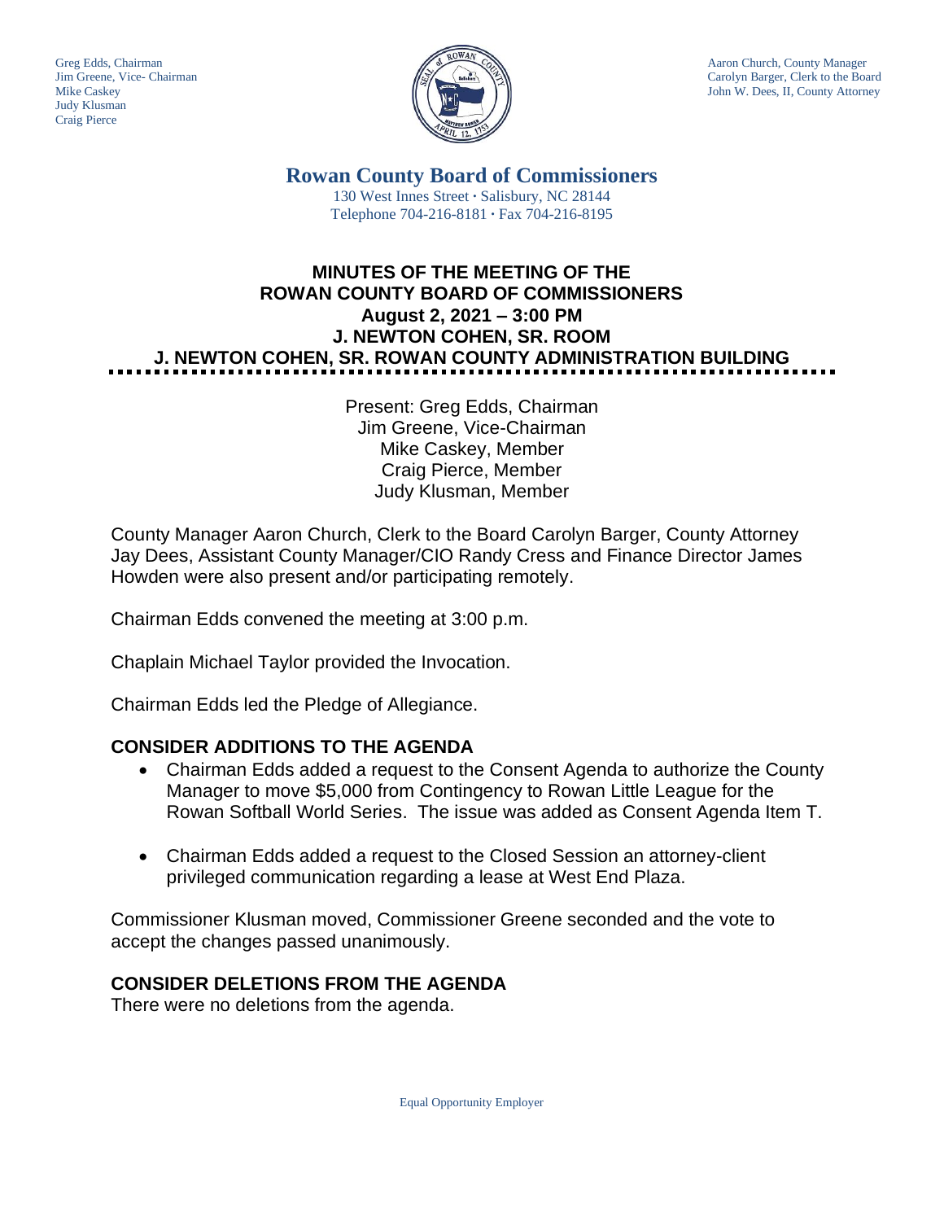Greg Edds, Chairman
Jim Greene, Vice- Chairman
Mike Caskey
Judy Klusman
Craig Pierce

Aaron Church, County Manager
Carolyn Barger, Clerk to the Board
John W. Dees, II, County Attorney

# Rowan County Board of Commissioners

130 West Innes Street · Salisbury, NC 28144
Telephone 704-216-8181 · Fax 704-216-8195

## MINUTES OF THE MEETING OF THE ROWAN COUNTY BOARD OF COMMISSIONERS
## August 2, 2021 – 3:00 PM
## J. NEWTON COHEN, SR. ROOM
## J. NEWTON COHEN, SR. ROWAN COUNTY ADMINISTRATION BUILDING

Present: Greg Edds, Chairman
Jim Greene, Vice-Chairman
Mike Caskey, Member
Craig Pierce, Member
Judy Klusman, Member

County Manager Aaron Church, Clerk to the Board Carolyn Barger, County Attorney Jay Dees, Assistant County Manager/CIO Randy Cress and Finance Director James Howden were also present and/or participating remotely.

Chairman Edds convened the meeting at 3:00 p.m.

Chaplain Michael Taylor provided the Invocation.

Chairman Edds led the Pledge of Allegiance.

### CONSIDER ADDITIONS TO THE AGENDA

- Chairman Edds added a request to the Consent Agenda to authorize the County Manager to move $5,000 from Contingency to Rowan Little League for the Rowan Softball World Series. The issue was added as Consent Agenda Item T.
- Chairman Edds added a request to the Closed Session an attorney-client privileged communication regarding a lease at West End Plaza.

Commissioner Klusman moved, Commissioner Greene seconded and the vote to accept the changes passed unanimously.

### CONSIDER DELETIONS FROM THE AGENDA

There were no deletions from the agenda.

Equal Opportunity Employer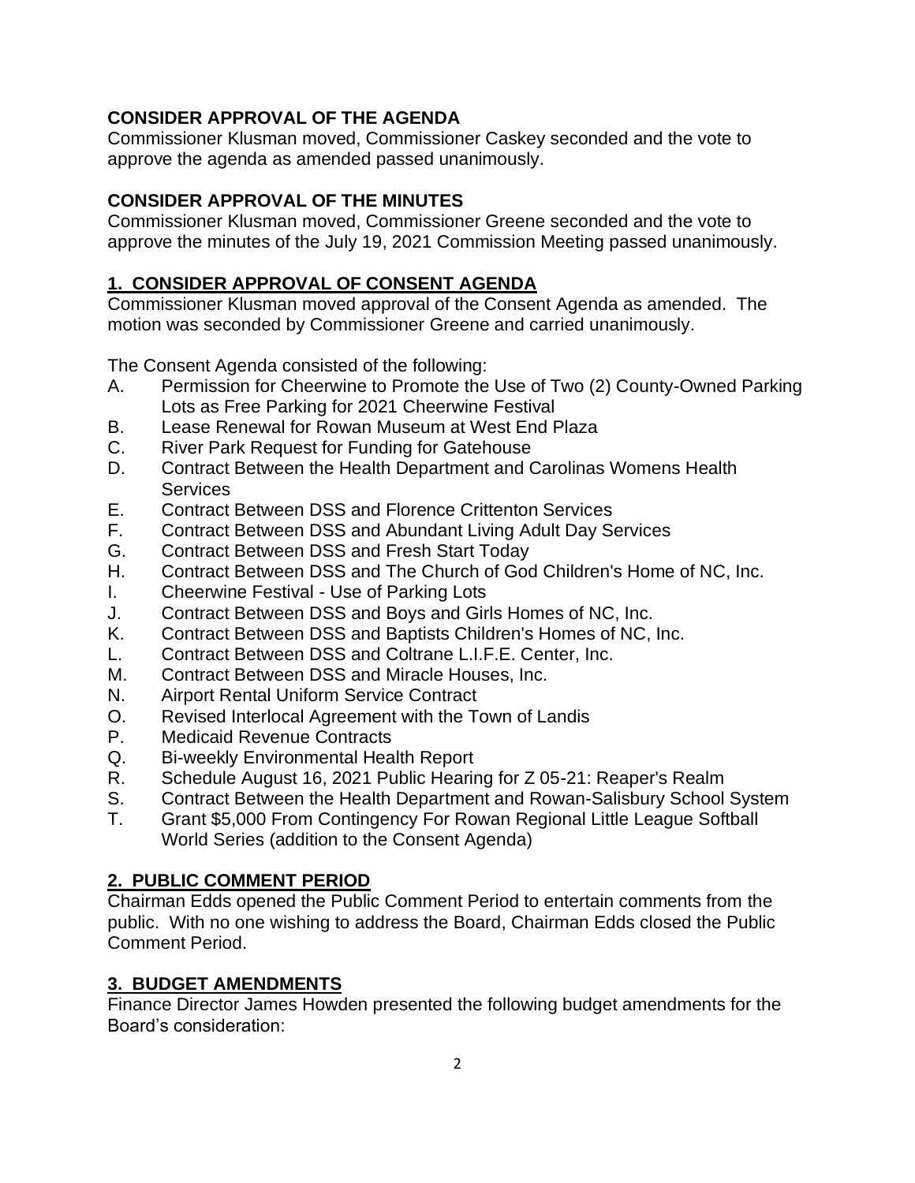**CONSIDER APPROVAL OF THE AGENDA**

Commissioner Klusman moved, Commissioner Caskey seconded and the vote to approve the agenda as amended passed unanimously.

**CONSIDER APPROVAL OF THE MINUTES**

Commissioner Klusman moved, Commissioner Greene seconded and the vote to approve the minutes of the July 19, 2021 Commission Meeting passed unanimously.

## 1. CONSIDER APPROVAL OF CONSENT AGENDA

Commissioner Klusman moved approval of the Consent Agenda as amended. The motion was seconded by Commissioner Greene and carried unanimously.

The Consent Agenda consisted of the following:

- A. Permission for Cheerwine to Promote the Use of Two (2) County-Owned Parking Lots as Free Parking for 2021 Cheerwine Festival
- B. Lease Renewal for Rowan Museum at West End Plaza
- C. River Park Request for Funding for Gatehouse
- D. Contract Between the Health Department and Carolinas Womens Health Services
- E. Contract Between DSS and Florence Crittenton Services
- F. Contract Between DSS and Abundant Living Adult Day Services
- G. Contract Between DSS and Fresh Start Today
- H. Contract Between DSS and The Church of God Children's Home of NC, Inc.
- I. Cheerwine Festival - Use of Parking Lots
- J. Contract Between DSS and Boys and Girls Homes of NC, Inc.
- K. Contract Between DSS and Baptists Children's Homes of NC, Inc.
- L. Contract Between DSS and Coltrane L.I.F.E. Center, Inc.
- M. Contract Between DSS and Miracle Houses, Inc.
- N. Airport Rental Uniform Service Contract
- O. Revised Interlocal Agreement with the Town of Landis
- P. Medicaid Revenue Contracts
- Q. Bi-weekly Environmental Health Report
- R. Schedule August 16, 2021 Public Hearing for Z 05-21: Reaper's Realm
- S. Contract Between the Health Department and Rowan-Salisbury School System
- T. Grant $5,000 From Contingency For Rowan Regional Little League Softball World Series (addition to the Consent Agenda)

## 2. PUBLIC COMMENT PERIOD

Chairman Edds opened the Public Comment Period to entertain comments from the public. With no one wishing to address the Board, Chairman Edds closed the Public Comment Period.

## 3. BUDGET AMENDMENTS

Finance Director James Howden presented the following budget amendments for the Board's consideration: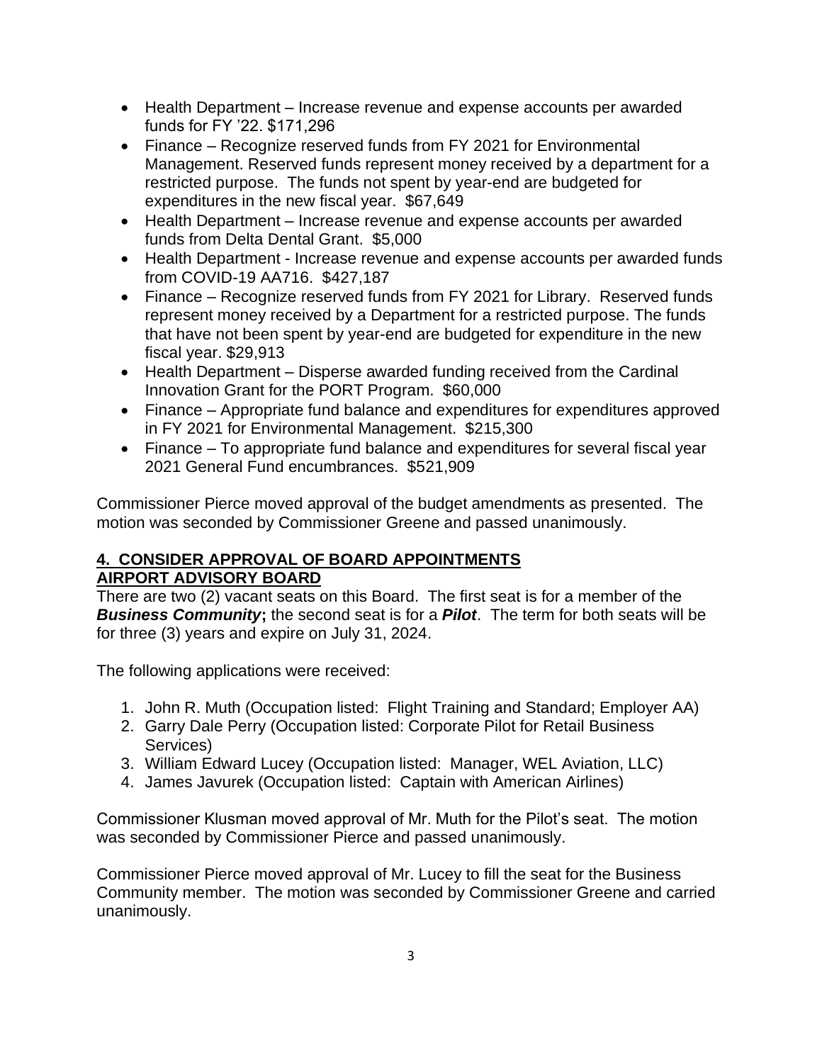- Health Department – Increase revenue and expense accounts per awarded funds for FY '22. $171,296
- Finance – Recognize reserved funds from FY 2021 for Environmental Management. Reserved funds represent money received by a department for a restricted purpose. The funds not spent by year-end are budgeted for expenditures in the new fiscal year. $67,649
- Health Department – Increase revenue and expense accounts per awarded funds from Delta Dental Grant. $5,000
- Health Department - Increase revenue and expense accounts per awarded funds from COVID-19 AA716. $427,187
- Finance – Recognize reserved funds from FY 2021 for Library. Reserved funds represent money received by a Department for a restricted purpose. The funds that have not been spent by year-end are budgeted for expenditure in the new fiscal year. $29,913
- Health Department – Disperse awarded funding received from the Cardinal Innovation Grant for the PORT Program. $60,000
- Finance – Appropriate fund balance and expenditures for expenditures approved in FY 2021 for Environmental Management. $215,300
- Finance – To appropriate fund balance and expenditures for several fiscal year 2021 General Fund encumbrances. $521,909

Commissioner Pierce moved approval of the budget amendments as presented. The motion was seconded by Commissioner Greene and passed unanimously.

**4. CONSIDER APPROVAL OF BOARD APPOINTMENTS**
**AIRPORT ADVISORY BOARD**

There are two (2) vacant seats on this Board. The first seat is for a member of the ***Business Community*;** the second seat is for a ***Pilot***. The term for both seats will be for three (3) years and expire on July 31, 2024.

The following applications were received:

1. John R. Muth (Occupation listed: Flight Training and Standard; Employer AA)
2. Garry Dale Perry (Occupation listed: Corporate Pilot for Retail Business Services)
3. William Edward Lucey (Occupation listed: Manager, WEL Aviation, LLC)
4. James Javurek (Occupation listed: Captain with American Airlines)

Commissioner Klusman moved approval of Mr. Muth for the Pilot's seat. The motion was seconded by Commissioner Pierce and passed unanimously.

Commissioner Pierce moved approval of Mr. Lucey to fill the seat for the Business Community member. The motion was seconded by Commissioner Greene and carried unanimously.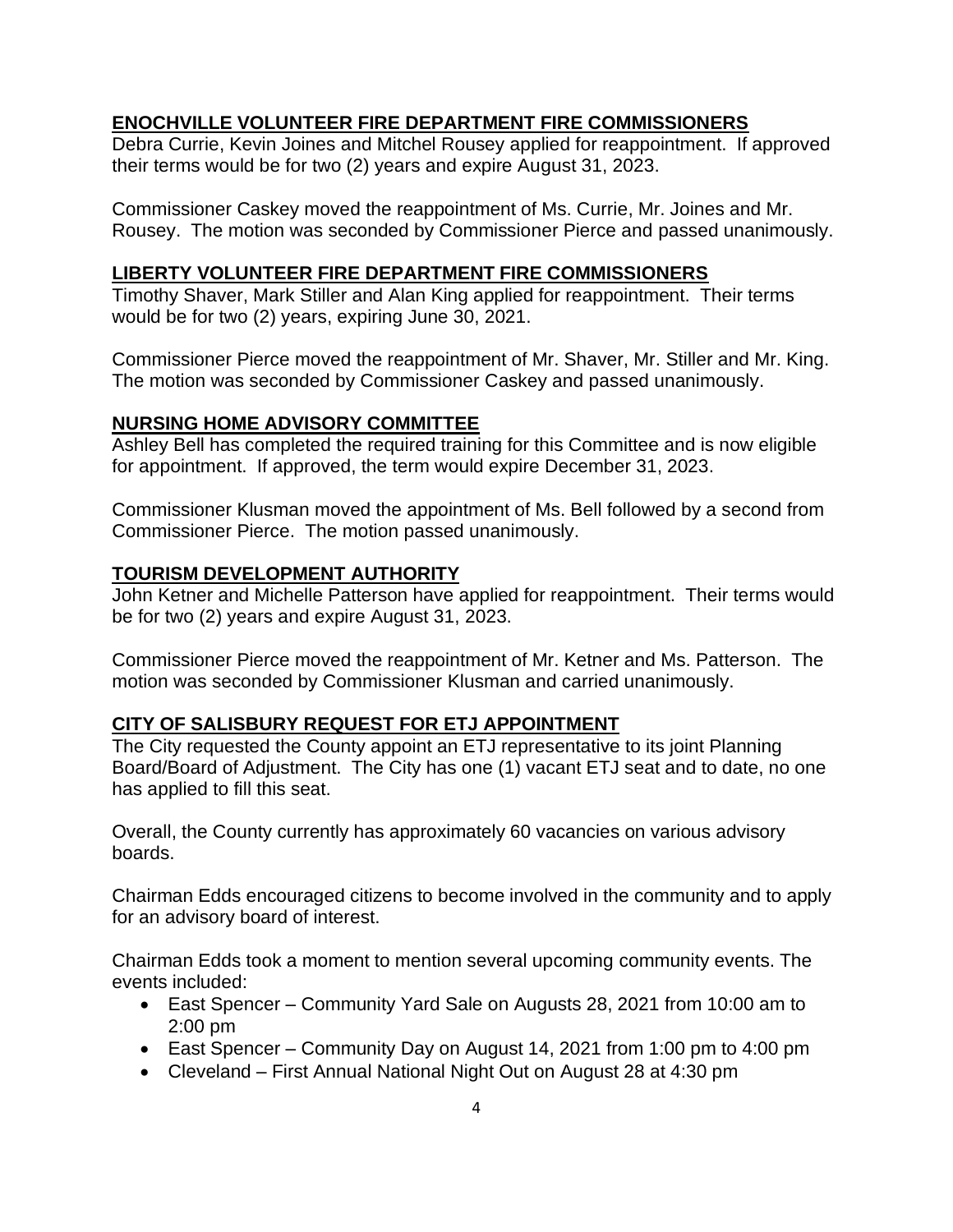## ENOCHVILLE VOLUNTEER FIRE DEPARTMENT FIRE COMMISSIONERS

Debra Currie, Kevin Joines and Mitchel Rousey applied for reappointment. If approved their terms would be for two (2) years and expire August 31, 2023.

Commissioner Caskey moved the reappointment of Ms. Currie, Mr. Joines and Mr. Rousey. The motion was seconded by Commissioner Pierce and passed unanimously.

## LIBERTY VOLUNTEER FIRE DEPARTMENT FIRE COMMISSIONERS

Timothy Shaver, Mark Stiller and Alan King applied for reappointment. Their terms would be for two (2) years, expiring June 30, 2021.

Commissioner Pierce moved the reappointment of Mr. Shaver, Mr. Stiller and Mr. King. The motion was seconded by Commissioner Caskey and passed unanimously.

## NURSING HOME ADVISORY COMMITTEE

Ashley Bell has completed the required training for this Committee and is now eligible for appointment. If approved, the term would expire December 31, 2023.

Commissioner Klusman moved the appointment of Ms. Bell followed by a second from Commissioner Pierce. The motion passed unanimously.

## TOURISM DEVELOPMENT AUTHORITY

John Ketner and Michelle Patterson have applied for reappointment. Their terms would be for two (2) years and expire August 31, 2023.

Commissioner Pierce moved the reappointment of Mr. Ketner and Ms. Patterson. The motion was seconded by Commissioner Klusman and carried unanimously.

## CITY OF SALISBURY REQUEST FOR ETJ APPOINTMENT

The City requested the County appoint an ETJ representative to its joint Planning Board/Board of Adjustment. The City has one (1) vacant ETJ seat and to date, no one has applied to fill this seat.

Overall, the County currently has approximately 60 vacancies on various advisory boards.

Chairman Edds encouraged citizens to become involved in the community and to apply for an advisory board of interest.

Chairman Edds took a moment to mention several upcoming community events. The events included:

- East Spencer – Community Yard Sale on Augusts 28, 2021 from 10:00 am to 2:00 pm
- East Spencer – Community Day on August 14, 2021 from 1:00 pm to 4:00 pm
- Cleveland – First Annual National Night Out on August 28 at 4:30 pm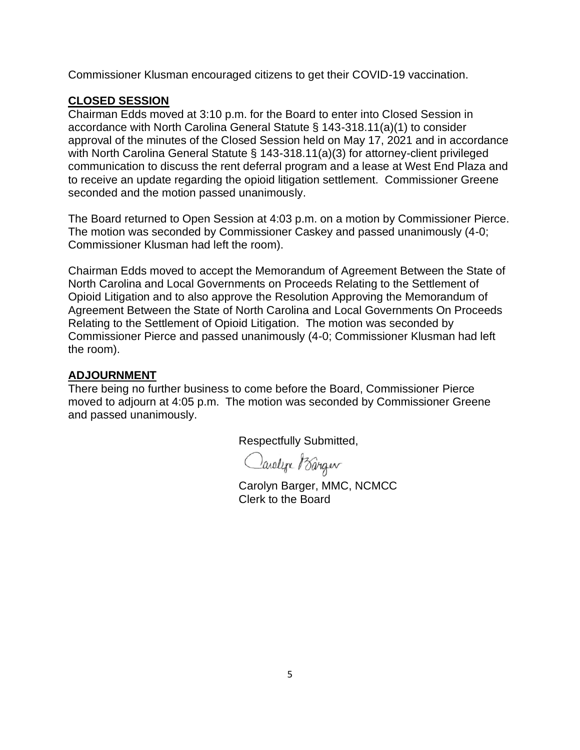Commissioner Klusman encouraged citizens to get their COVID-19 vaccination.

## CLOSED SESSION

Chairman Edds moved at 3:10 p.m. for the Board to enter into Closed Session in accordance with North Carolina General Statute § 143-318.11(a)(1) to consider approval of the minutes of the Closed Session held on May 17, 2021 and in accordance with North Carolina General Statute § 143-318.11(a)(3) for attorney-client privileged communication to discuss the rent deferral program and a lease at West End Plaza and to receive an update regarding the opioid litigation settlement. Commissioner Greene seconded and the motion passed unanimously.

The Board returned to Open Session at 4:03 p.m. on a motion by Commissioner Pierce. The motion was seconded by Commissioner Caskey and passed unanimously (4-0; Commissioner Klusman had left the room).

Chairman Edds moved to accept the Memorandum of Agreement Between the State of North Carolina and Local Governments on Proceeds Relating to the Settlement of Opioid Litigation and to also approve the Resolution Approving the Memorandum of Agreement Between the State of North Carolina and Local Governments On Proceeds Relating to the Settlement of Opioid Litigation. The motion was seconded by Commissioner Pierce and passed unanimously (4-0; Commissioner Klusman had left the room).

## ADJOURNMENT

There being no further business to come before the Board, Commissioner Pierce moved to adjourn at 4:05 p.m. The motion was seconded by Commissioner Greene and passed unanimously.

Respectfully Submitted,

Carolyn Barger

Carolyn Barger, MMC, NCMCC
Clerk to the Board